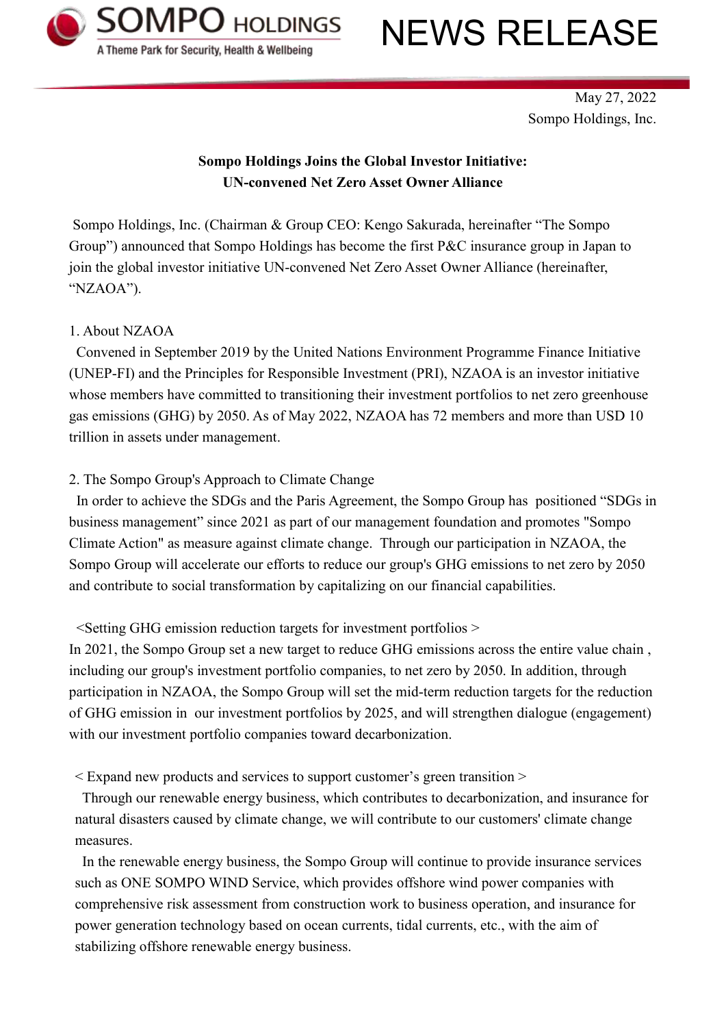# NEWS RELEASE

May 27, 2022
Sompo Holdings, Inc.

**Sompo Holdings Joins the Global Investor Initiative:**
**UN-convened Net Zero Asset Owner Alliance**

Sompo Holdings, Inc. (Chairman & Group CEO: Kengo Sakurada, hereinafter "The Sompo Group") announced that Sompo Holdings has become the first P&C insurance group in Japan to join the global investor initiative UN-convened Net Zero Asset Owner Alliance (hereinafter, "NZAOA").

1. About NZAOA

Convened in September 2019 by the United Nations Environment Programme Finance Initiative (UNEP-FI) and the Principles for Responsible Investment (PRI), NZAOA is an investor initiative whose members have committed to transitioning their investment portfolios to net zero greenhouse gas emissions (GHG) by 2050. As of May 2022, NZAOA has 72 members and more than USD 10 trillion in assets under management.

2. The Sompo Group's Approach to Climate Change

In order to achieve the SDGs and the Paris Agreement, the Sompo Group has positioned "SDGs in business management" since 2021 as part of our management foundation and promotes "Sompo Climate Action" as measure against climate change. Through our participation in NZAOA, the Sompo Group will accelerate our efforts to reduce our group's GHG emissions to net zero by 2050 and contribute to social transformation by capitalizing on our financial capabilities.

<Setting GHG emission reduction targets for investment portfolios >

In 2021, the Sompo Group set a new target to reduce GHG emissions across the entire value chain , including our group's investment portfolio companies, to net zero by 2050. In addition, through participation in NZAOA, the Sompo Group will set the mid-term reduction targets for the reduction of GHG emission in our investment portfolios by 2025, and will strengthen dialogue (engagement) with our investment portfolio companies toward decarbonization.

< Expand new products and services to support customer's green transition >

Through our renewable energy business, which contributes to decarbonization, and insurance for natural disasters caused by climate change, we will contribute to our customers' climate change measures.

In the renewable energy business, the Sompo Group will continue to provide insurance services such as ONE SOMPO WIND Service, which provides offshore wind power companies with comprehensive risk assessment from construction work to business operation, and insurance for power generation technology based on ocean currents, tidal currents, etc., with the aim of stabilizing offshore renewable energy business.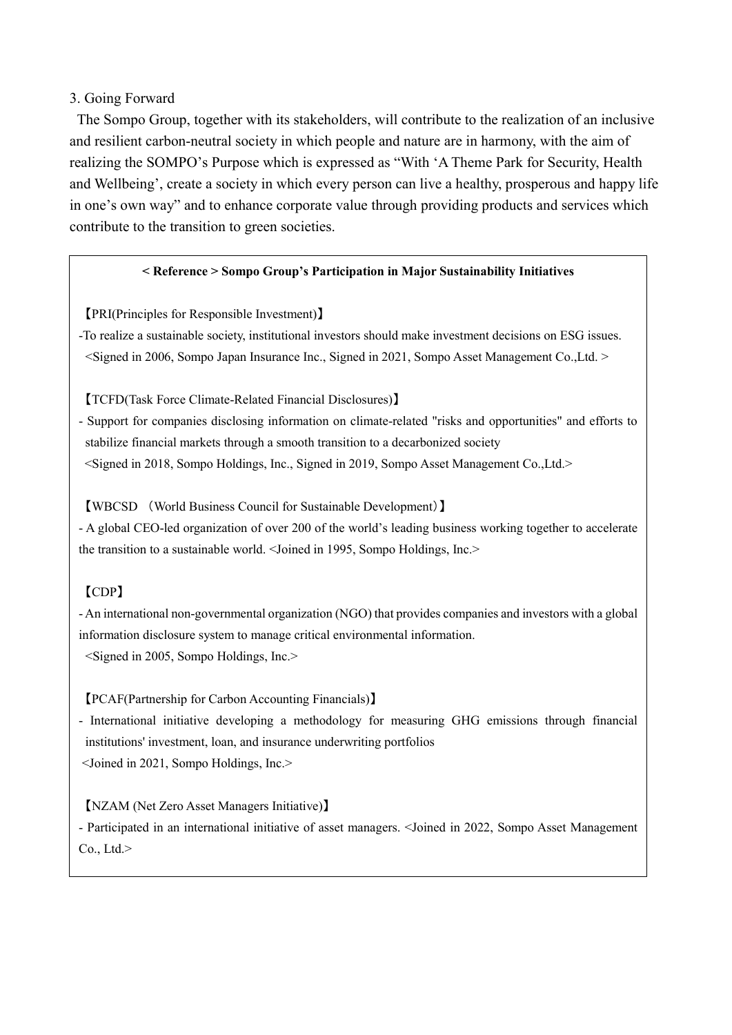## 3. Going Forward

The Sompo Group, together with its stakeholders, will contribute to the realization of an inclusive and resilient carbon-neutral society in which people and nature are in harmony, with the aim of realizing the SOMPO's Purpose which is expressed as "With 'A Theme Park for Security, Health and Wellbeing', create a society in which every person can live a healthy, prosperous and happy life in one's own way" and to enhance corporate value through providing products and services which contribute to the transition to green societies.

**< Reference > Sompo Group's Participation in Major Sustainability Initiatives**

【PRI(Principles for Responsible Investment)】

-To realize a sustainable society, institutional investors should make investment decisions on ESG issues.
<Signed in 2006, Sompo Japan Insurance Inc., Signed in 2021, Sompo Asset Management Co.,Ltd. >

【TCFD(Task Force Climate-Related Financial Disclosures)】

- Support for companies disclosing information on climate-related "risks and opportunities" and efforts to stabilize financial markets through a smooth transition to a decarbonized society
<Signed in 2018, Sompo Holdings, Inc., Signed in 2019, Sompo Asset Management Co.,Ltd.>

【WBCSD （World Business Council for Sustainable Development）】

- A global CEO-led organization of over 200 of the world's leading business working together to accelerate the transition to a sustainable world. <Joined in 1995, Sompo Holdings, Inc.>

【CDP】

- An international non-governmental organization (NGO) that provides companies and investors with a global information disclosure system to manage critical environmental information.
<Signed in 2005, Sompo Holdings, Inc.>

【PCAF(Partnership for Carbon Accounting Financials)】

- International initiative developing a methodology for measuring GHG emissions through financial institutions' investment, loan, and insurance underwriting portfolios
<Joined in 2021, Sompo Holdings, Inc.>

【NZAM (Net Zero Asset Managers Initiative)】

- Participated in an international initiative of asset managers. <Joined in 2022, Sompo Asset Management Co., Ltd.>